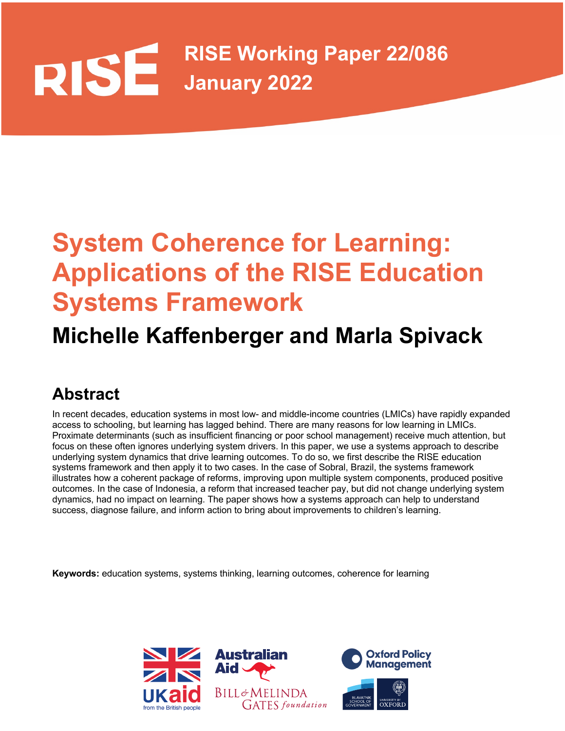RISE Working Paper 22/086
January 2022

# System Coherence for Learning: Applications of the RISE Education Systems Framework

## Michelle Kaffenberger and Marla Spivack

## Abstract

In recent decades, education systems in most low- and middle-income countries (LMICs) have rapidly expanded access to schooling, but learning has lagged behind. There are many reasons for low learning in LMICs. Proximate determinants (such as insufficient financing or poor school management) receive much attention, but focus on these often ignores underlying system drivers. In this paper, we use a systems approach to describe underlying system dynamics that drive learning outcomes. To do so, we first describe the RISE education systems framework and then apply it to two cases. In the case of Sobral, Brazil, the systems framework illustrates how a coherent package of reforms, improving upon multiple system components, produced positive outcomes. In the case of Indonesia, a reform that increased teacher pay, but did not change underlying system dynamics, had no impact on learning. The paper shows how a systems approach can help to understand success, diagnose failure, and inform action to bring about improvements to children's learning.

**Keywords:** education systems, systems thinking, learning outcomes, coherence for learning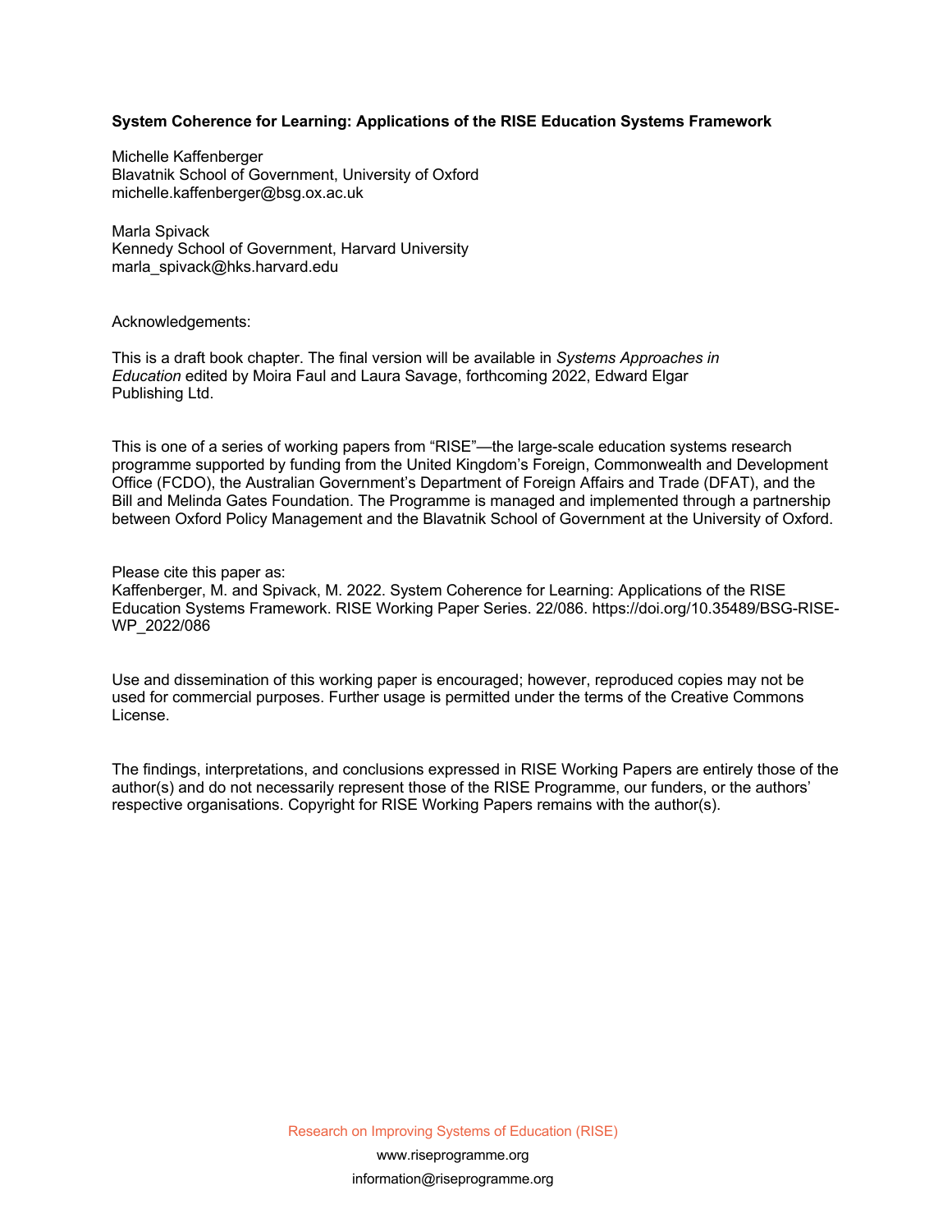**System Coherence for Learning: Applications of the RISE Education Systems Framework**

Michelle Kaffenberger
Blavatnik School of Government, University of Oxford
michelle.kaffenberger@bsg.ox.ac.uk

Marla Spivack
Kennedy School of Government, Harvard University
marla_spivack@hks.harvard.edu

Acknowledgements:

This is a draft book chapter. The final version will be available in *Systems Approaches in Education* edited by Moira Faul and Laura Savage, forthcoming 2022, Edward Elgar Publishing Ltd.

This is one of a series of working papers from "RISE"—the large-scale education systems research programme supported by funding from the United Kingdom's Foreign, Commonwealth and Development Office (FCDO), the Australian Government's Department of Foreign Affairs and Trade (DFAT), and the Bill and Melinda Gates Foundation. The Programme is managed and implemented through a partnership between Oxford Policy Management and the Blavatnik School of Government at the University of Oxford.

Please cite this paper as:
Kaffenberger, M. and Spivack, M. 2022. System Coherence for Learning: Applications of the RISE Education Systems Framework. RISE Working Paper Series. 22/086. https://doi.org/10.35489/BSG-RISE-WP_2022/086

Use and dissemination of this working paper is encouraged; however, reproduced copies may not be used for commercial purposes. Further usage is permitted under the terms of the Creative Commons License.

The findings, interpretations, and conclusions expressed in RISE Working Papers are entirely those of the author(s) and do not necessarily represent those of the RISE Programme, our funders, or the authors' respective organisations. Copyright for RISE Working Papers remains with the author(s).

Research on Improving Systems of Education (RISE)
www.riseprogramme.org
information@riseprogramme.org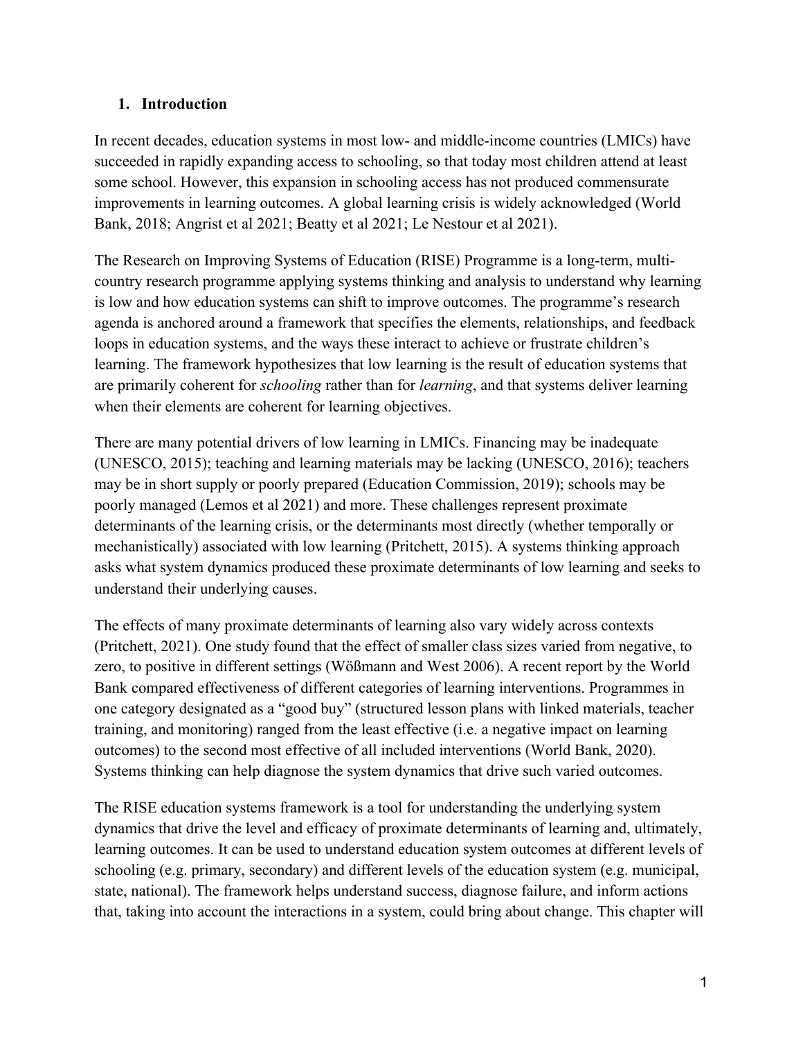## 1. Introduction

In recent decades, education systems in most low- and middle-income countries (LMICs) have succeeded in rapidly expanding access to schooling, so that today most children attend at least some school. However, this expansion in schooling access has not produced commensurate improvements in learning outcomes. A global learning crisis is widely acknowledged (World Bank, 2018; Angrist et al 2021; Beatty et al 2021; Le Nestour et al 2021).

The Research on Improving Systems of Education (RISE) Programme is a long-term, multi-country research programme applying systems thinking and analysis to understand why learning is low and how education systems can shift to improve outcomes. The programme's research agenda is anchored around a framework that specifies the elements, relationships, and feedback loops in education systems, and the ways these interact to achieve or frustrate children's learning. The framework hypothesizes that low learning is the result of education systems that are primarily coherent for *schooling* rather than for *learning*, and that systems deliver learning when their elements are coherent for learning objectives.

There are many potential drivers of low learning in LMICs. Financing may be inadequate (UNESCO, 2015); teaching and learning materials may be lacking (UNESCO, 2016); teachers may be in short supply or poorly prepared (Education Commission, 2019); schools may be poorly managed (Lemos et al 2021) and more. These challenges represent proximate determinants of the learning crisis, or the determinants most directly (whether temporally or mechanistically) associated with low learning (Pritchett, 2015). A systems thinking approach asks what system dynamics produced these proximate determinants of low learning and seeks to understand their underlying causes.

The effects of many proximate determinants of learning also vary widely across contexts (Pritchett, 2021). One study found that the effect of smaller class sizes varied from negative, to zero, to positive in different settings (Wößmann and West 2006). A recent report by the World Bank compared effectiveness of different categories of learning interventions. Programmes in one category designated as a "good buy" (structured lesson plans with linked materials, teacher training, and monitoring) ranged from the least effective (i.e. a negative impact on learning outcomes) to the second most effective of all included interventions (World Bank, 2020). Systems thinking can help diagnose the system dynamics that drive such varied outcomes.

The RISE education systems framework is a tool for understanding the underlying system dynamics that drive the level and efficacy of proximate determinants of learning and, ultimately, learning outcomes. It can be used to understand education system outcomes at different levels of schooling (e.g. primary, secondary) and different levels of the education system (e.g. municipal, state, national). The framework helps understand success, diagnose failure, and inform actions that, taking into account the interactions in a system, could bring about change. This chapter will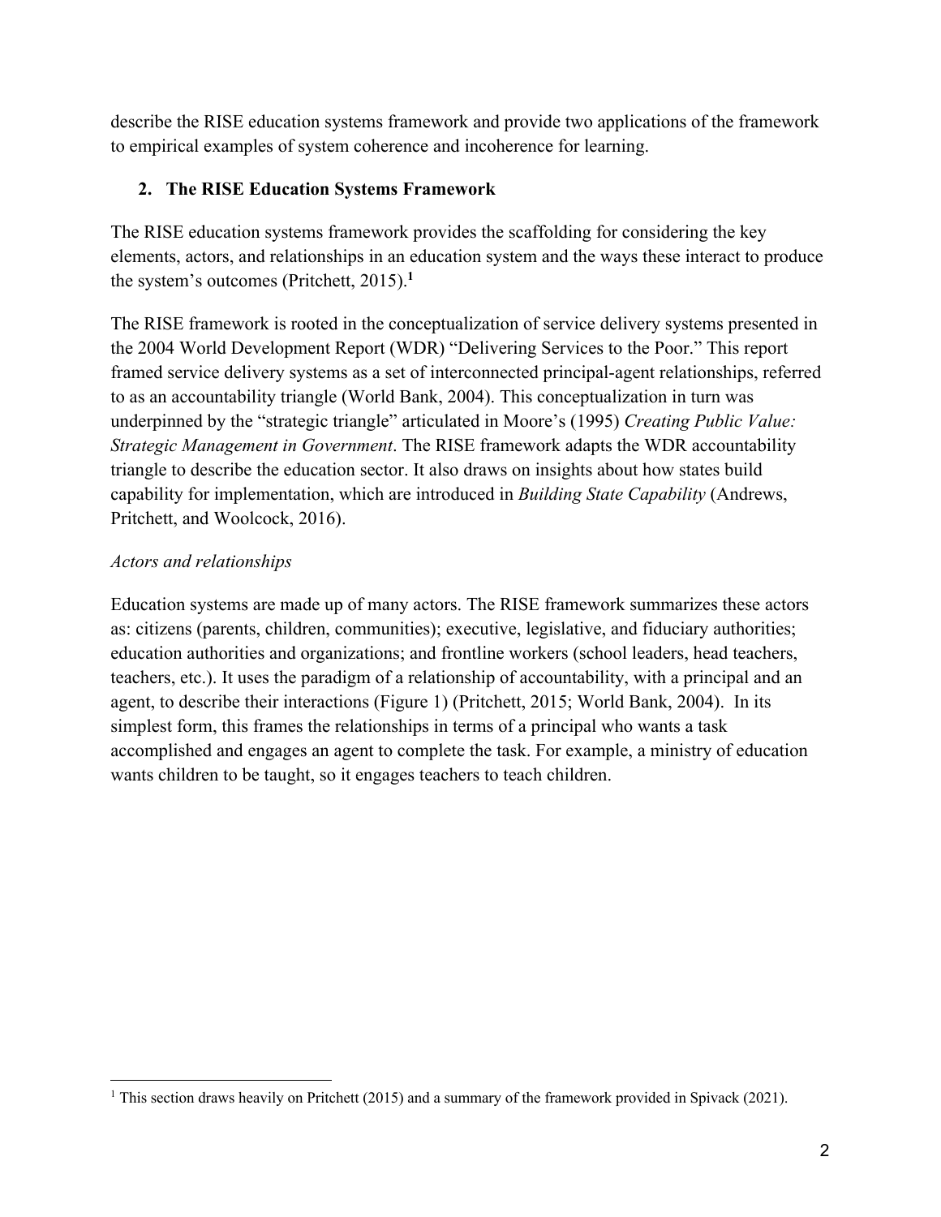describe the RISE education systems framework and provide two applications of the framework to empirical examples of system coherence and incoherence for learning.

## 2. The RISE Education Systems Framework

The RISE education systems framework provides the scaffolding for considering the key elements, actors, and relationships in an education system and the ways these interact to produce the system's outcomes (Pritchett, 2015).[1]

The RISE framework is rooted in the conceptualization of service delivery systems presented in the 2004 World Development Report (WDR) "Delivering Services to the Poor." This report framed service delivery systems as a set of interconnected principal-agent relationships, referred to as an accountability triangle (World Bank, 2004). This conceptualization in turn was underpinned by the "strategic triangle" articulated in Moore's (1995) *Creating Public Value: Strategic Management in Government*. The RISE framework adapts the WDR accountability triangle to describe the education sector. It also draws on insights about how states build capability for implementation, which are introduced in *Building State Capability* (Andrews, Pritchett, and Woolcock, 2016).

### *Actors and relationships*

Education systems are made up of many actors. The RISE framework summarizes these actors as: citizens (parents, children, communities); executive, legislative, and fiduciary authorities; education authorities and organizations; and frontline workers (school leaders, head teachers, teachers, etc.). It uses the paradigm of a relationship of accountability, with a principal and an agent, to describe their interactions (Figure 1) (Pritchett, 2015; World Bank, 2004). In its simplest form, this frames the relationships in terms of a principal who wants a task accomplished and engages an agent to complete the task. For example, a ministry of education wants children to be taught, so it engages teachers to teach children.

[1] This section draws heavily on Pritchett (2015) and a summary of the framework provided in Spivack (2021).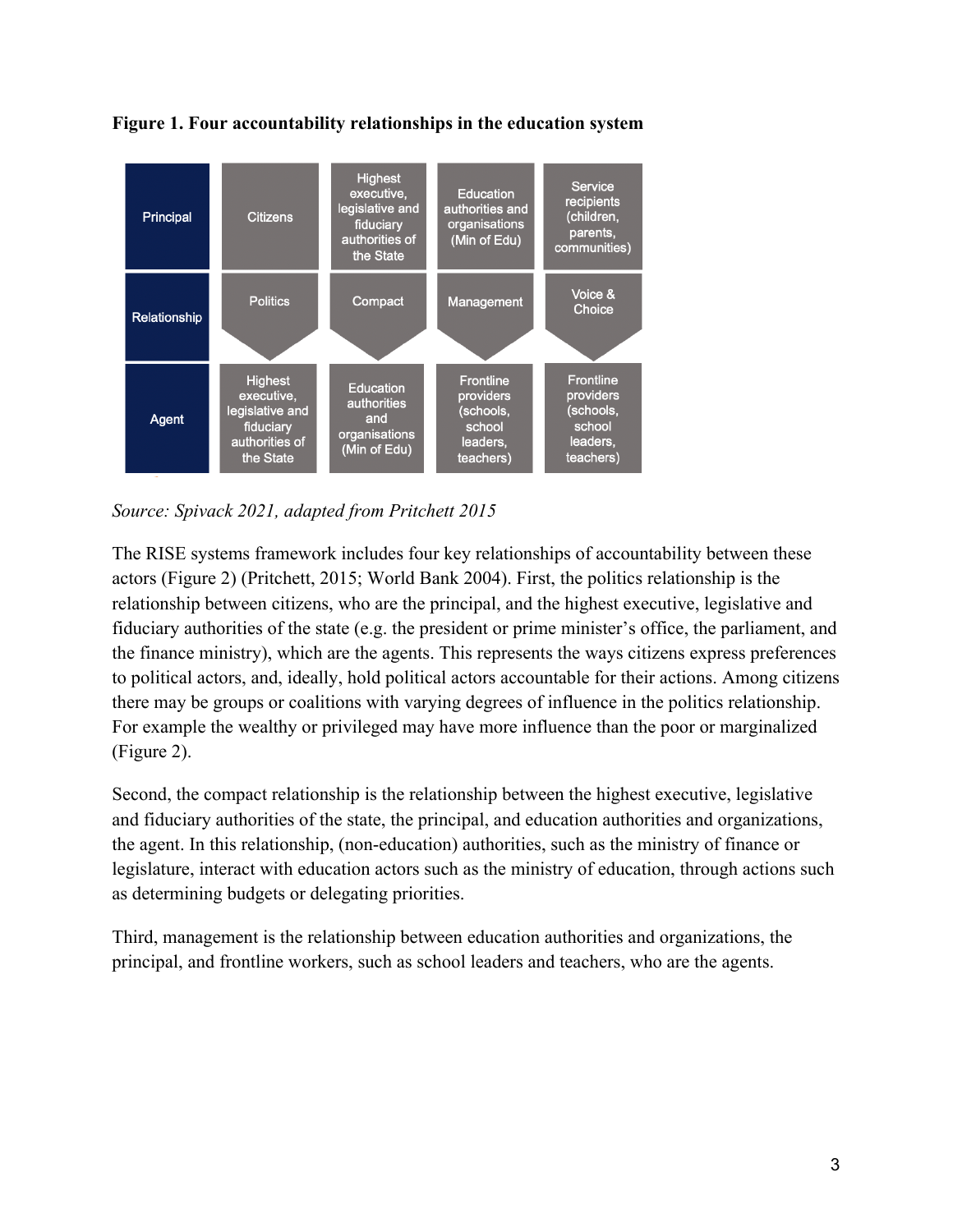**Figure 1. Four accountability relationships in the education system**

| Principal | Citizens | Highest executive, legislative and fiduciary authorities of the State | Education authorities and organisations (Min of Edu) | Service recipients (children, parents, communities) |
|---|---|---|---|---|
| Relationship | Politics | Compact | Management | Voice & Choice |
| Agent | Highest executive, legislative and fiduciary authorities of the State | Education authorities and organisations (Min of Edu) | Frontline providers (schools, school leaders, teachers) | Frontline providers (schools, school leaders, teachers) |

*Source: Spivack 2021, adapted from Pritchett 2015*

The RISE systems framework includes four key relationships of accountability between these actors (Figure 2) (Pritchett, 2015; World Bank 2004). First, the politics relationship is the relationship between citizens, who are the principal, and the highest executive, legislative and fiduciary authorities of the state (e.g. the president or prime minister's office, the parliament, and the finance ministry), which are the agents. This represents the ways citizens express preferences to political actors, and, ideally, hold political actors accountable for their actions. Among citizens there may be groups or coalitions with varying degrees of influence in the politics relationship. For example the wealthy or privileged may have more influence than the poor or marginalized (Figure 2).

Second, the compact relationship is the relationship between the highest executive, legislative and fiduciary authorities of the state, the principal, and education authorities and organizations, the agent. In this relationship, (non-education) authorities, such as the ministry of finance or legislature, interact with education actors such as the ministry of education, through actions such as determining budgets or delegating priorities.

Third, management is the relationship between education authorities and organizations, the principal, and frontline workers, such as school leaders and teachers, who are the agents.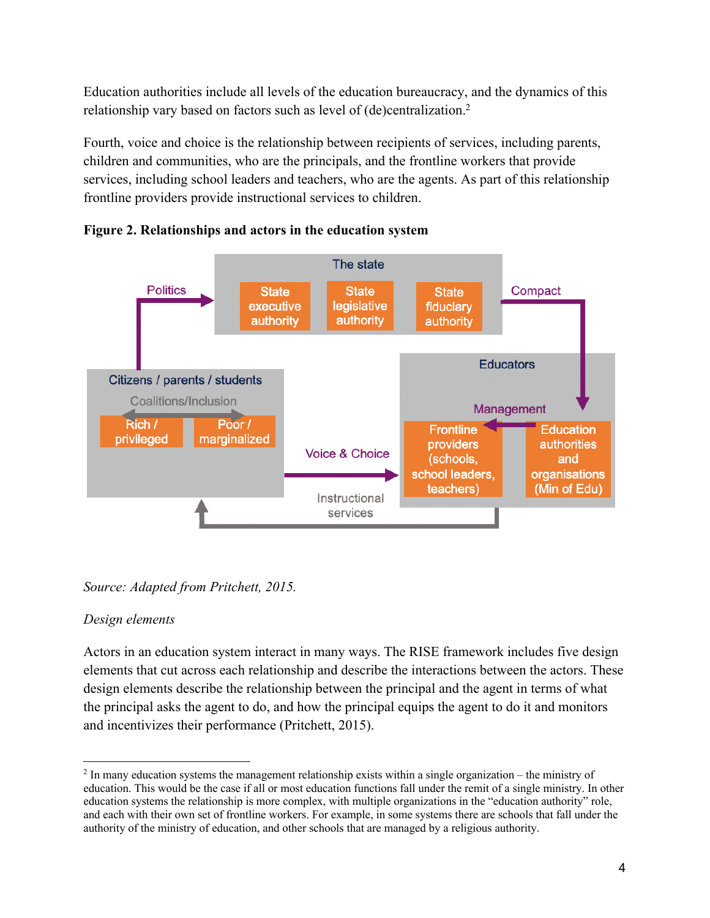Education authorities include all levels of the education bureaucracy, and the dynamics of this relationship vary based on factors such as level of (de)centralization.[2]

Fourth, voice and choice is the relationship between recipients of services, including parents, children and communities, who are the principals, and the frontline workers that provide services, including school leaders and teachers, who are the agents. As part of this relationship frontline providers provide instructional services to children.

**Figure 2. Relationships and actors in the education system**

*Source: Adapted from Pritchett, 2015.*

*Design elements*

Actors in an education system interact in many ways. The RISE framework includes five design elements that cut across each relationship and describe the interactions between the actors. These design elements describe the relationship between the principal and the agent in terms of what the principal asks the agent to do, and how the principal equips the agent to do it and monitors and incentivizes their performance (Pritchett, 2015).

---

[2] In many education systems the management relationship exists within a single organization – the ministry of education. This would be the case if all or most education functions fall under the remit of a single ministry. In other education systems the relationship is more complex, with multiple organizations in the "education authority" role, and each with their own set of frontline workers. For example, in some systems there are schools that fall under the authority of the ministry of education, and other schools that are managed by a religious authority.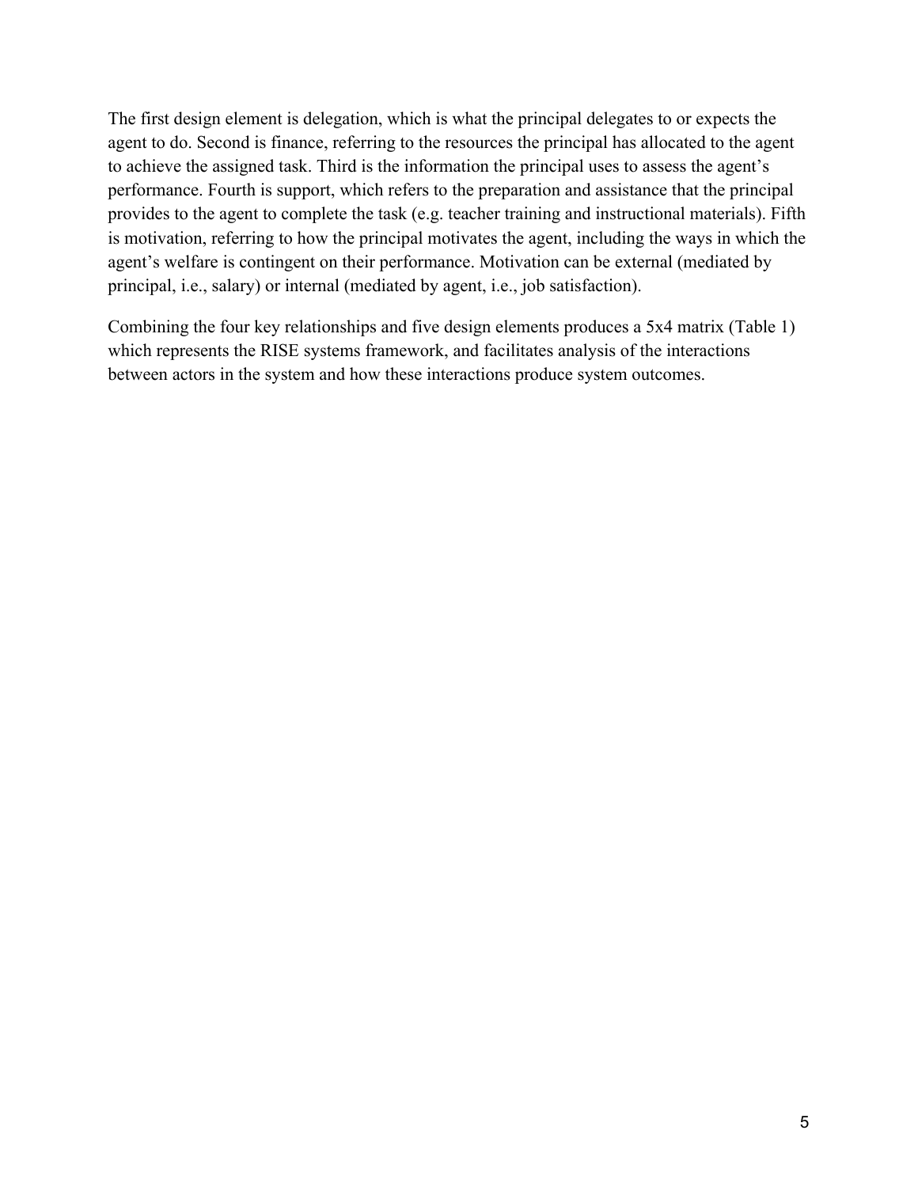The first design element is delegation, which is what the principal delegates to or expects the agent to do. Second is finance, referring to the resources the principal has allocated to the agent to achieve the assigned task. Third is the information the principal uses to assess the agent's performance. Fourth is support, which refers to the preparation and assistance that the principal provides to the agent to complete the task (e.g. teacher training and instructional materials). Fifth is motivation, referring to how the principal motivates the agent, including the ways in which the agent's welfare is contingent on their performance. Motivation can be external (mediated by principal, i.e., salary) or internal (mediated by agent, i.e., job satisfaction).

Combining the four key relationships and five design elements produces a 5x4 matrix (Table 1) which represents the RISE systems framework, and facilitates analysis of the interactions between actors in the system and how these interactions produce system outcomes.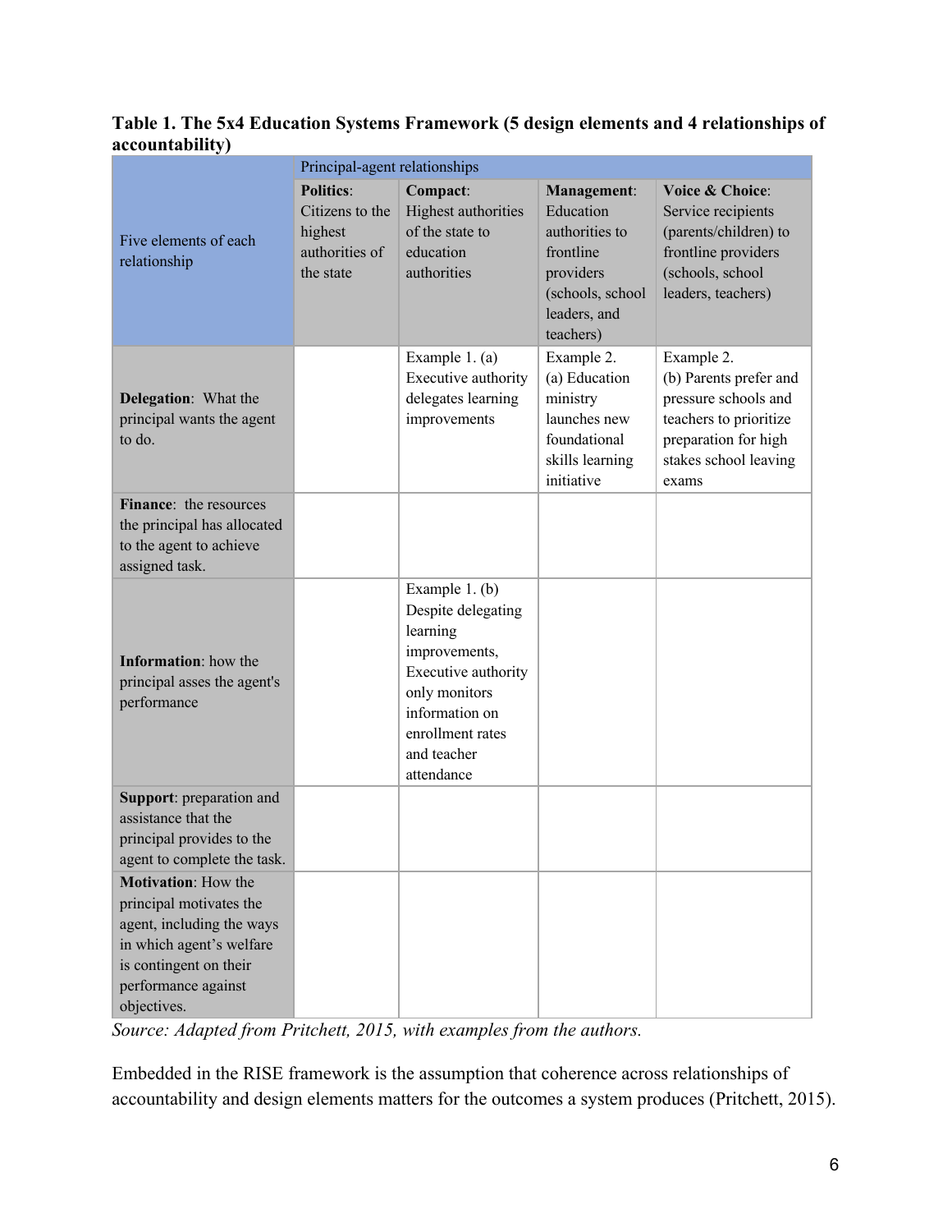**Table 1. The 5x4 Education Systems Framework (5 design elements and 4 relationships of accountability)**

| Five elements of each relationship | Principal-agent relationships | | | |
|---|---|---|---|---|
| | **Politics**: Citizens to the highest authorities of the state | **Compact**: Highest authorities of the state to education authorities | **Management**: Education authorities to frontline providers (schools, school leaders, and teachers) | **Voice & Choice**: Service recipients (parents/children) to frontline providers (schools, school leaders, teachers) |
| **Delegation**: What the principal wants the agent to do. | | Example 1. (a) Executive authority delegates learning improvements | Example 2. (a) Education ministry launches new foundational skills learning initiative | Example 2. (b) Parents prefer and pressure schools and teachers to prioritize preparation for high stakes school leaving exams |
| **Finance**: the resources the principal has allocated to the agent to achieve assigned task. | | | | |
| **Information**: how the principal asses the agent's performance | | Example 1. (b) Despite delegating learning improvements, Executive authority only monitors information on enrollment rates and teacher attendance | | |
| **Support**: preparation and assistance that the principal provides to the agent to complete the task. | | | | |
| **Motivation**: How the principal motivates the agent, including the ways in which agent's welfare is contingent on their performance against objectives. | | | | |

*Source: Adapted from Pritchett, 2015, with examples from the authors.*

Embedded in the RISE framework is the assumption that coherence across relationships of accountability and design elements matters for the outcomes a system produces (Pritchett, 2015).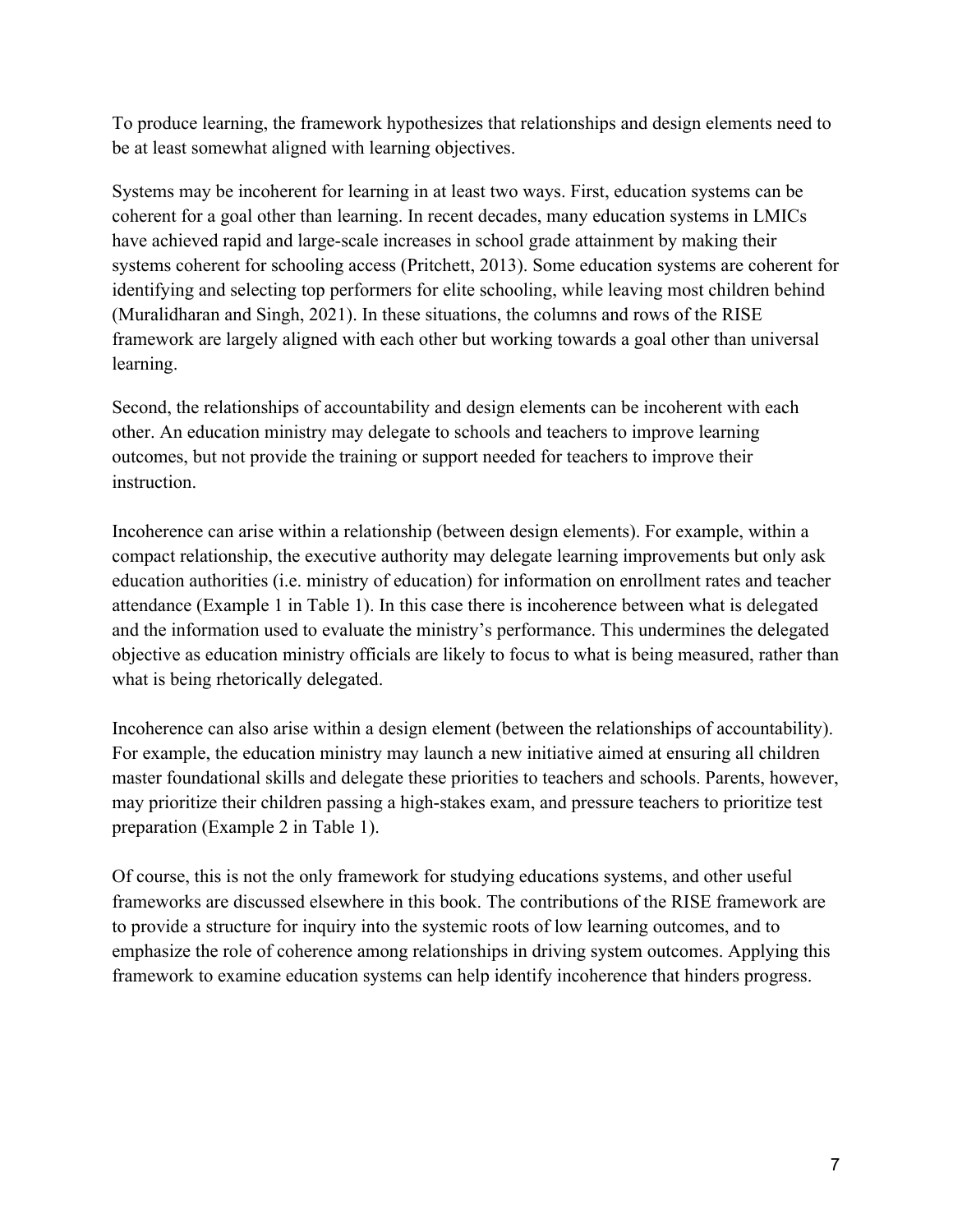To produce learning, the framework hypothesizes that relationships and design elements need to be at least somewhat aligned with learning objectives.

Systems may be incoherent for learning in at least two ways. First, education systems can be coherent for a goal other than learning. In recent decades, many education systems in LMICs have achieved rapid and large-scale increases in school grade attainment by making their systems coherent for schooling access (Pritchett, 2013). Some education systems are coherent for identifying and selecting top performers for elite schooling, while leaving most children behind (Muralidharan and Singh, 2021). In these situations, the columns and rows of the RISE framework are largely aligned with each other but working towards a goal other than universal learning.

Second, the relationships of accountability and design elements can be incoherent with each other. An education ministry may delegate to schools and teachers to improve learning outcomes, but not provide the training or support needed for teachers to improve their instruction.

Incoherence can arise within a relationship (between design elements). For example, within a compact relationship, the executive authority may delegate learning improvements but only ask education authorities (i.e. ministry of education) for information on enrollment rates and teacher attendance (Example 1 in Table 1). In this case there is incoherence between what is delegated and the information used to evaluate the ministry's performance. This undermines the delegated objective as education ministry officials are likely to focus to what is being measured, rather than what is being rhetorically delegated.

Incoherence can also arise within a design element (between the relationships of accountability). For example, the education ministry may launch a new initiative aimed at ensuring all children master foundational skills and delegate these priorities to teachers and schools. Parents, however, may prioritize their children passing a high-stakes exam, and pressure teachers to prioritize test preparation (Example 2 in Table 1).

Of course, this is not the only framework for studying educations systems, and other useful frameworks are discussed elsewhere in this book. The contributions of the RISE framework are to provide a structure for inquiry into the systemic roots of low learning outcomes, and to emphasize the role of coherence among relationships in driving system outcomes. Applying this framework to examine education systems can help identify incoherence that hinders progress.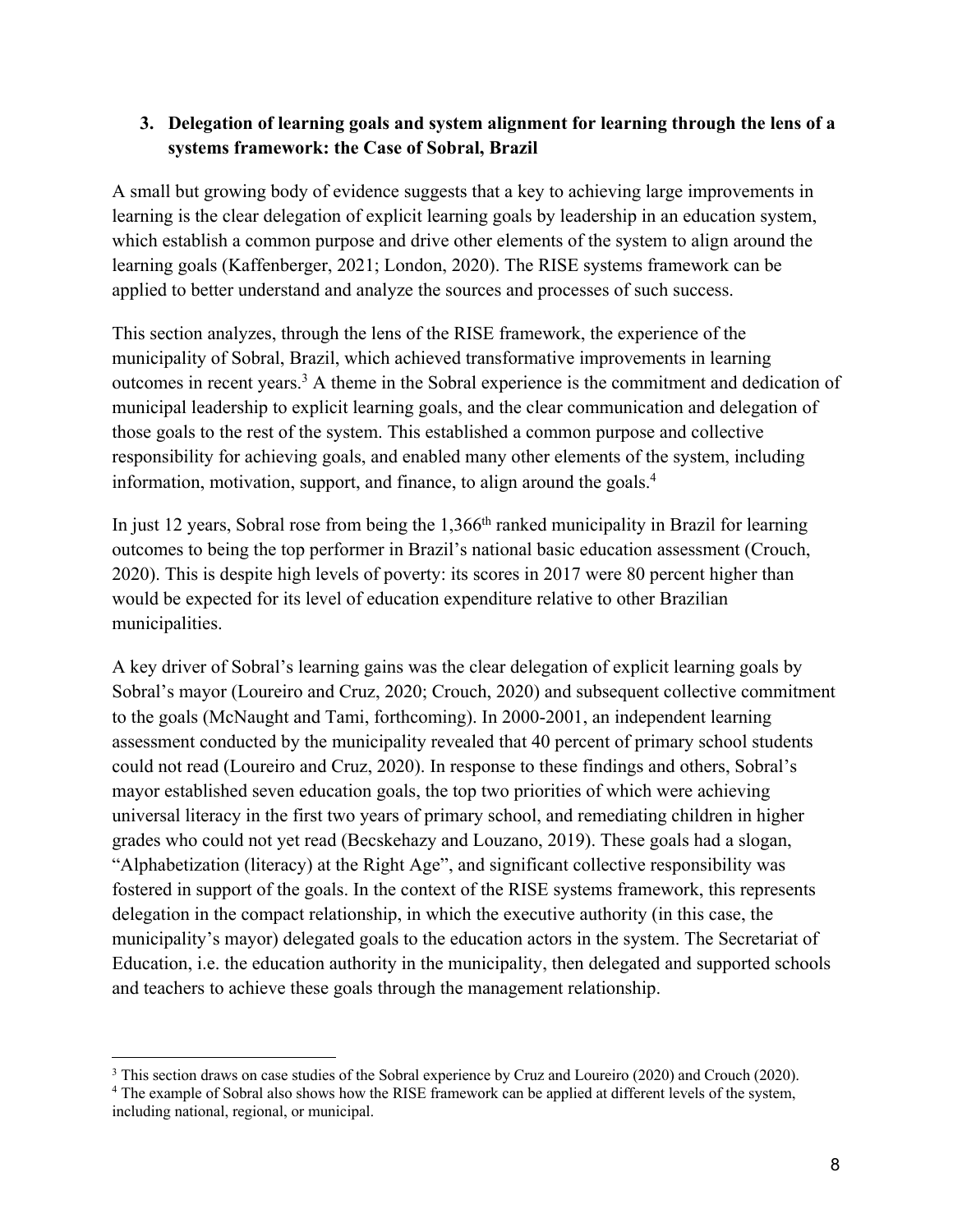### 3. Delegation of learning goals and system alignment for learning through the lens of a systems framework: the Case of Sobral, Brazil

A small but growing body of evidence suggests that a key to achieving large improvements in learning is the clear delegation of explicit learning goals by leadership in an education system, which establish a common purpose and drive other elements of the system to align around the learning goals (Kaffenberger, 2021; London, 2020). The RISE systems framework can be applied to better understand and analyze the sources and processes of such success.

This section analyzes, through the lens of the RISE framework, the experience of the municipality of Sobral, Brazil, which achieved transformative improvements in learning outcomes in recent years.[3] A theme in the Sobral experience is the commitment and dedication of municipal leadership to explicit learning goals, and the clear communication and delegation of those goals to the rest of the system. This established a common purpose and collective responsibility for achieving goals, and enabled many other elements of the system, including information, motivation, support, and finance, to align around the goals.[4]

In just 12 years, Sobral rose from being the 1,366th ranked municipality in Brazil for learning outcomes to being the top performer in Brazil's national basic education assessment (Crouch, 2020). This is despite high levels of poverty: its scores in 2017 were 80 percent higher than would be expected for its level of education expenditure relative to other Brazilian municipalities.

A key driver of Sobral's learning gains was the clear delegation of explicit learning goals by Sobral's mayor (Loureiro and Cruz, 2020; Crouch, 2020) and subsequent collective commitment to the goals (McNaught and Tami, forthcoming). In 2000-2001, an independent learning assessment conducted by the municipality revealed that 40 percent of primary school students could not read (Loureiro and Cruz, 2020). In response to these findings and others, Sobral's mayor established seven education goals, the top two priorities of which were achieving universal literacy in the first two years of primary school, and remediating children in higher grades who could not yet read (Becskehazy and Louzano, 2019). These goals had a slogan, "Alphabetization (literacy) at the Right Age", and significant collective responsibility was fostered in support of the goals. In the context of the RISE systems framework, this represents delegation in the compact relationship, in which the executive authority (in this case, the municipality's mayor) delegated goals to the education actors in the system. The Secretariat of Education, i.e. the education authority in the municipality, then delegated and supported schools and teachers to achieve these goals through the management relationship.

[3] This section draws on case studies of the Sobral experience by Cruz and Loureiro (2020) and Crouch (2020).

[4] The example of Sobral also shows how the RISE framework can be applied at different levels of the system, including national, regional, or municipal.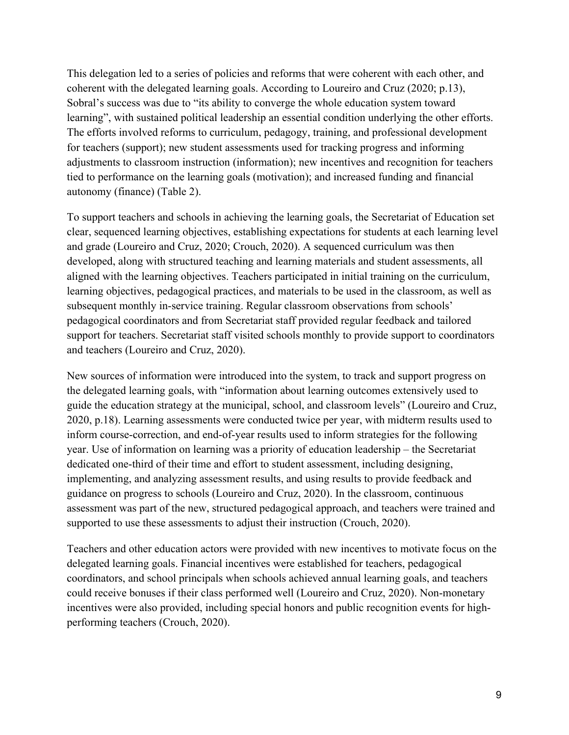This delegation led to a series of policies and reforms that were coherent with each other, and coherent with the delegated learning goals. According to Loureiro and Cruz (2020; p.13), Sobral's success was due to "its ability to converge the whole education system toward learning", with sustained political leadership an essential condition underlying the other efforts. The efforts involved reforms to curriculum, pedagogy, training, and professional development for teachers (support); new student assessments used for tracking progress and informing adjustments to classroom instruction (information); new incentives and recognition for teachers tied to performance on the learning goals (motivation); and increased funding and financial autonomy (finance) (Table 2).

To support teachers and schools in achieving the learning goals, the Secretariat of Education set clear, sequenced learning objectives, establishing expectations for students at each learning level and grade (Loureiro and Cruz, 2020; Crouch, 2020). A sequenced curriculum was then developed, along with structured teaching and learning materials and student assessments, all aligned with the learning objectives. Teachers participated in initial training on the curriculum, learning objectives, pedagogical practices, and materials to be used in the classroom, as well as subsequent monthly in-service training. Regular classroom observations from schools' pedagogical coordinators and from Secretariat staff provided regular feedback and tailored support for teachers. Secretariat staff visited schools monthly to provide support to coordinators and teachers (Loureiro and Cruz, 2020).

New sources of information were introduced into the system, to track and support progress on the delegated learning goals, with "information about learning outcomes extensively used to guide the education strategy at the municipal, school, and classroom levels" (Loureiro and Cruz, 2020, p.18). Learning assessments were conducted twice per year, with midterm results used to inform course-correction, and end-of-year results used to inform strategies for the following year. Use of information on learning was a priority of education leadership – the Secretariat dedicated one-third of their time and effort to student assessment, including designing, implementing, and analyzing assessment results, and using results to provide feedback and guidance on progress to schools (Loureiro and Cruz, 2020). In the classroom, continuous assessment was part of the new, structured pedagogical approach, and teachers were trained and supported to use these assessments to adjust their instruction (Crouch, 2020).

Teachers and other education actors were provided with new incentives to motivate focus on the delegated learning goals. Financial incentives were established for teachers, pedagogical coordinators, and school principals when schools achieved annual learning goals, and teachers could receive bonuses if their class performed well (Loureiro and Cruz, 2020). Non-monetary incentives were also provided, including special honors and public recognition events for high-performing teachers (Crouch, 2020).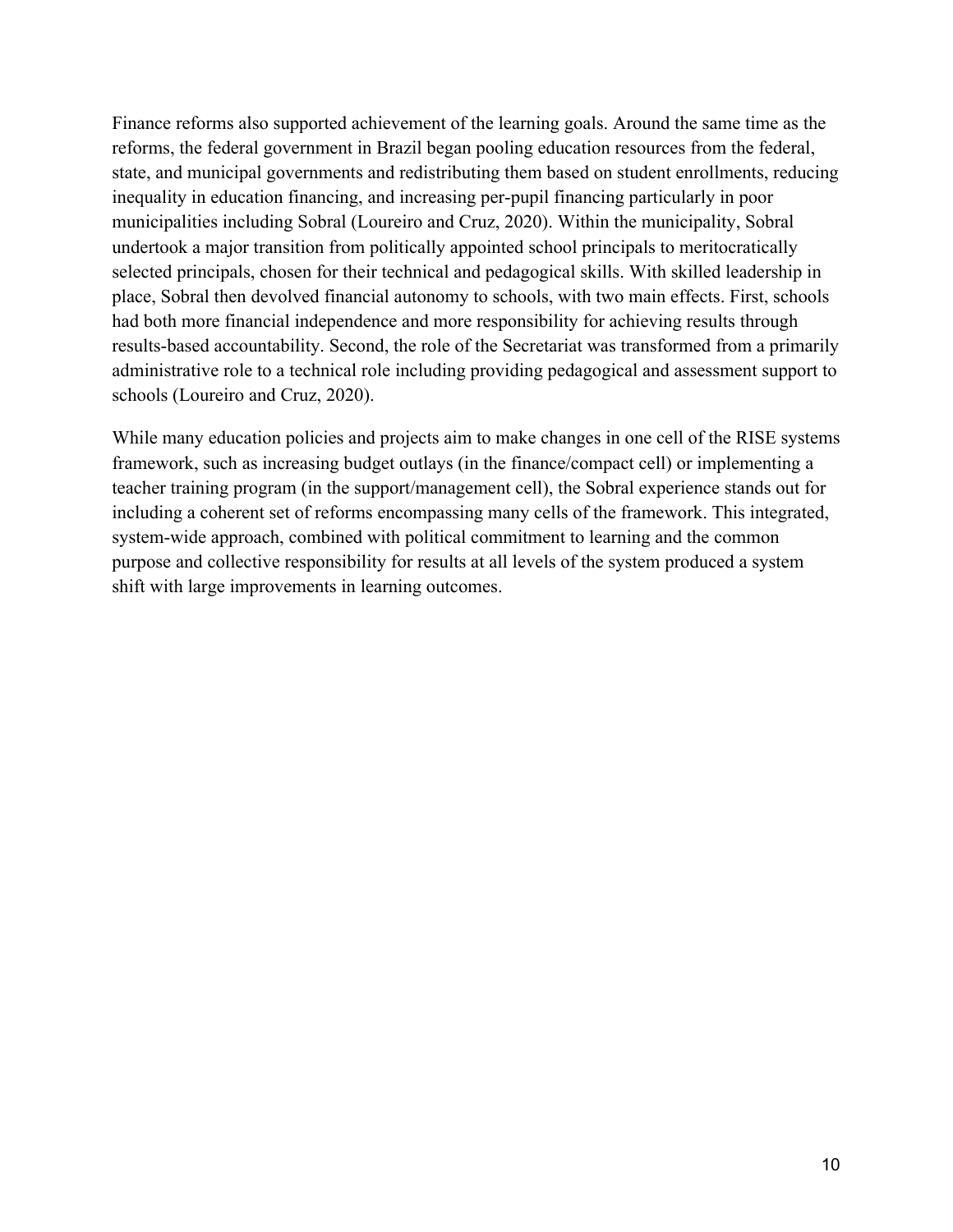Finance reforms also supported achievement of the learning goals. Around the same time as the reforms, the federal government in Brazil began pooling education resources from the federal, state, and municipal governments and redistributing them based on student enrollments, reducing inequality in education financing, and increasing per-pupil financing particularly in poor municipalities including Sobral (Loureiro and Cruz, 2020). Within the municipality, Sobral undertook a major transition from politically appointed school principals to meritocratically selected principals, chosen for their technical and pedagogical skills. With skilled leadership in place, Sobral then devolved financial autonomy to schools, with two main effects. First, schools had both more financial independence and more responsibility for achieving results through results-based accountability. Second, the role of the Secretariat was transformed from a primarily administrative role to a technical role including providing pedagogical and assessment support to schools (Loureiro and Cruz, 2020).

While many education policies and projects aim to make changes in one cell of the RISE systems framework, such as increasing budget outlays (in the finance/compact cell) or implementing a teacher training program (in the support/management cell), the Sobral experience stands out for including a coherent set of reforms encompassing many cells of the framework. This integrated, system-wide approach, combined with political commitment to learning and the common purpose and collective responsibility for results at all levels of the system produced a system shift with large improvements in learning outcomes.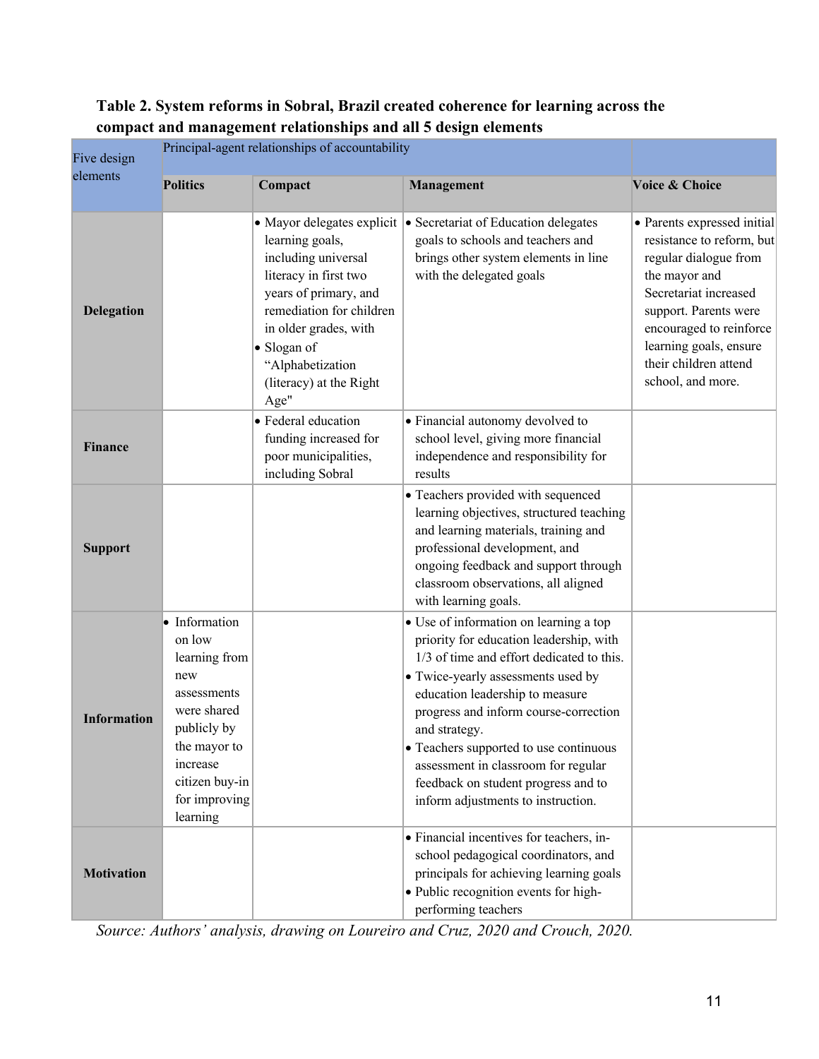**Table 2. System reforms in Sobral, Brazil created coherence for learning across the compact and management relationships and all 5 design elements**

| Five design elements | Principal-agent relationships of accountability | | | |
|---|---|---|---|---|
| | **Politics** | **Compact** | **Management** | **Voice & Choice** |
| **Delegation** | | • Mayor delegates explicit learning goals, including universal literacy in first two years of primary, and remediation for children in older grades, with<br>• Slogan of "Alphabetization (literacy) at the Right Age" | • Secretariat of Education delegates goals to schools and teachers and brings other system elements in line with the delegated goals | • Parents expressed initial resistance to reform, but regular dialogue from the mayor and Secretariat increased support. Parents were encouraged to reinforce learning goals, ensure their children attend school, and more. |
| **Finance** | | • Federal education funding increased for poor municipalities, including Sobral | • Financial autonomy devolved to school level, giving more financial independence and responsibility for results | |
| **Support** | | | • Teachers provided with sequenced learning objectives, structured teaching and learning materials, training and professional development, and ongoing feedback and support through classroom observations, all aligned with learning goals. | |
| **Information** | • Information on low learning from new assessments were shared publicly by the mayor to increase citizen buy-in for improving learning | | • Use of information on learning a top priority for education leadership, with 1/3 of time and effort dedicated to this.<br>• Twice-yearly assessments used by education leadership to measure progress and inform course-correction and strategy.<br>• Teachers supported to use continuous assessment in classroom for regular feedback on student progress and to inform adjustments to instruction. | |
| **Motivation** | | | • Financial incentives for teachers, in-school pedagogical coordinators, and principals for achieving learning goals<br>• Public recognition events for high-performing teachers | |

*Source: Authors' analysis, drawing on Loureiro and Cruz, 2020 and Crouch, 2020.*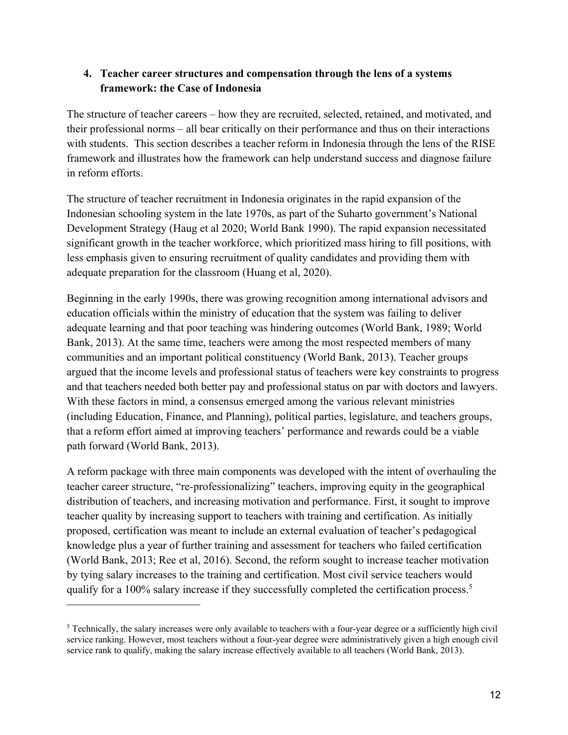## 4. Teacher career structures and compensation through the lens of a systems framework: the Case of Indonesia

The structure of teacher careers – how they are recruited, selected, retained, and motivated, and their professional norms – all bear critically on their performance and thus on their interactions with students. This section describes a teacher reform in Indonesia through the lens of the RISE framework and illustrates how the framework can help understand success and diagnose failure in reform efforts.

The structure of teacher recruitment in Indonesia originates in the rapid expansion of the Indonesian schooling system in the late 1970s, as part of the Suharto government's National Development Strategy (Haug et al 2020; World Bank 1990). The rapid expansion necessitated significant growth in the teacher workforce, which prioritized mass hiring to fill positions, with less emphasis given to ensuring recruitment of quality candidates and providing them with adequate preparation for the classroom (Huang et al, 2020).

Beginning in the early 1990s, there was growing recognition among international advisors and education officials within the ministry of education that the system was failing to deliver adequate learning and that poor teaching was hindering outcomes (World Bank, 1989; World Bank, 2013). At the same time, teachers were among the most respected members of many communities and an important political constituency (World Bank, 2013). Teacher groups argued that the income levels and professional status of teachers were key constraints to progress and that teachers needed both better pay and professional status on par with doctors and lawyers. With these factors in mind, a consensus emerged among the various relevant ministries (including Education, Finance, and Planning), political parties, legislature, and teachers groups, that a reform effort aimed at improving teachers' performance and rewards could be a viable path forward (World Bank, 2013).

A reform package with three main components was developed with the intent of overhauling the teacher career structure, "re-professionalizing" teachers, improving equity in the geographical distribution of teachers, and increasing motivation and performance. First, it sought to improve teacher quality by increasing support to teachers with training and certification. As initially proposed, certification was meant to include an external evaluation of teacher's pedagogical knowledge plus a year of further training and assessment for teachers who failed certification (World Bank, 2013; Ree et al, 2016). Second, the reform sought to increase teacher motivation by tying salary increases to the training and certification. Most civil service teachers would qualify for a 100% salary increase if they successfully completed the certification process.[5]

[5] Technically, the salary increases were only available to teachers with a four-year degree or a sufficiently high civil service ranking. However, most teachers without a four-year degree were administratively given a high enough civil service rank to qualify, making the salary increase effectively available to all teachers (World Bank, 2013).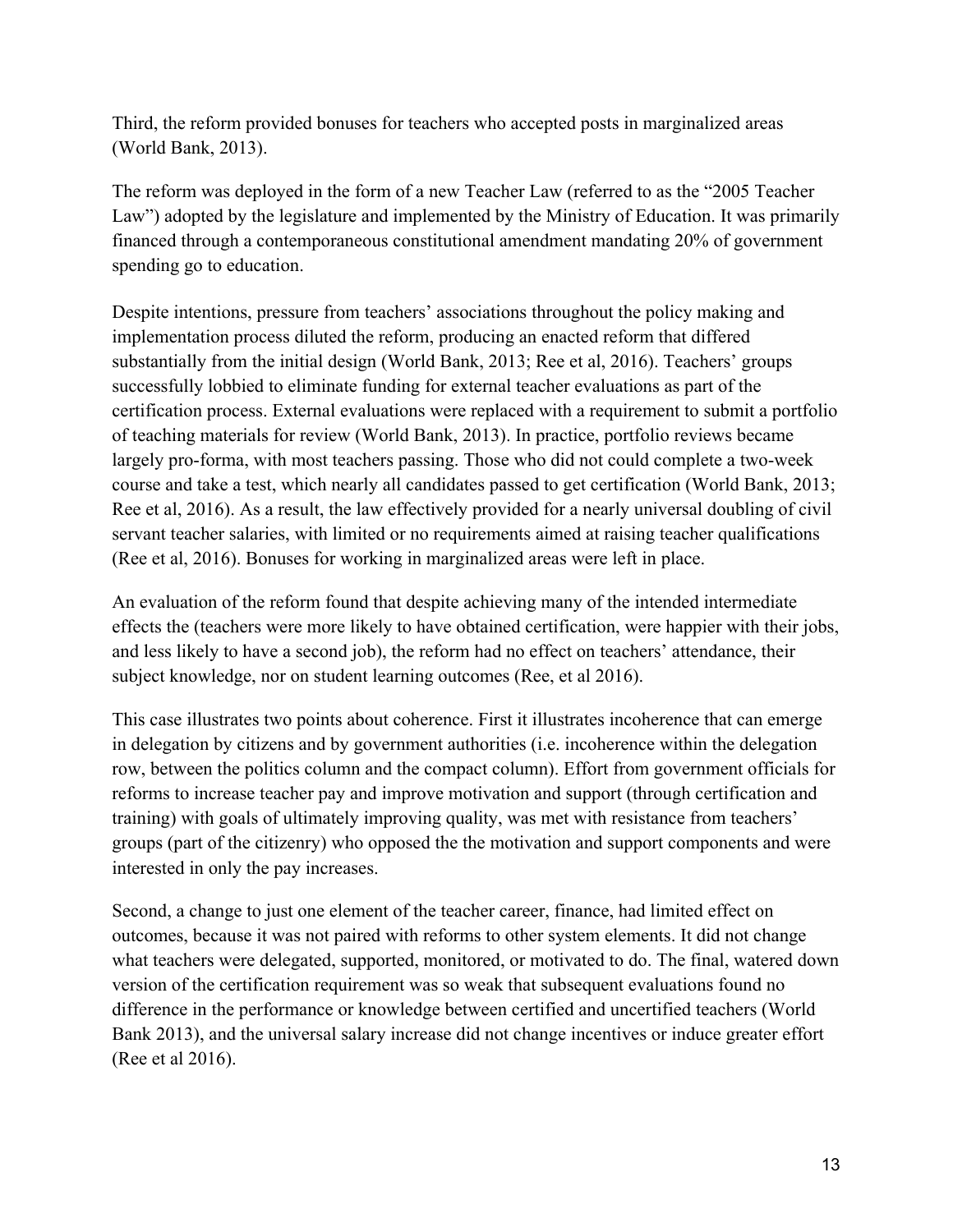Third, the reform provided bonuses for teachers who accepted posts in marginalized areas (World Bank, 2013).

The reform was deployed in the form of a new Teacher Law (referred to as the "2005 Teacher Law") adopted by the legislature and implemented by the Ministry of Education. It was primarily financed through a contemporaneous constitutional amendment mandating 20% of government spending go to education.

Despite intentions, pressure from teachers' associations throughout the policy making and implementation process diluted the reform, producing an enacted reform that differed substantially from the initial design (World Bank, 2013; Ree et al, 2016). Teachers' groups successfully lobbied to eliminate funding for external teacher evaluations as part of the certification process. External evaluations were replaced with a requirement to submit a portfolio of teaching materials for review (World Bank, 2013). In practice, portfolio reviews became largely pro-forma, with most teachers passing. Those who did not could complete a two-week course and take a test, which nearly all candidates passed to get certification (World Bank, 2013; Ree et al, 2016). As a result, the law effectively provided for a nearly universal doubling of civil servant teacher salaries, with limited or no requirements aimed at raising teacher qualifications (Ree et al, 2016). Bonuses for working in marginalized areas were left in place.

An evaluation of the reform found that despite achieving many of the intended intermediate effects the (teachers were more likely to have obtained certification, were happier with their jobs, and less likely to have a second job), the reform had no effect on teachers' attendance, their subject knowledge, nor on student learning outcomes (Ree, et al 2016).

This case illustrates two points about coherence. First it illustrates incoherence that can emerge in delegation by citizens and by government authorities (i.e. incoherence within the delegation row, between the politics column and the compact column). Effort from government officials for reforms to increase teacher pay and improve motivation and support (through certification and training) with goals of ultimately improving quality, was met with resistance from teachers' groups (part of the citizenry) who opposed the the motivation and support components and were interested in only the pay increases.

Second, a change to just one element of the teacher career, finance, had limited effect on outcomes, because it was not paired with reforms to other system elements. It did not change what teachers were delegated, supported, monitored, or motivated to do. The final, watered down version of the certification requirement was so weak that subsequent evaluations found no difference in the performance or knowledge between certified and uncertified teachers (World Bank 2013), and the universal salary increase did not change incentives or induce greater effort (Ree et al 2016).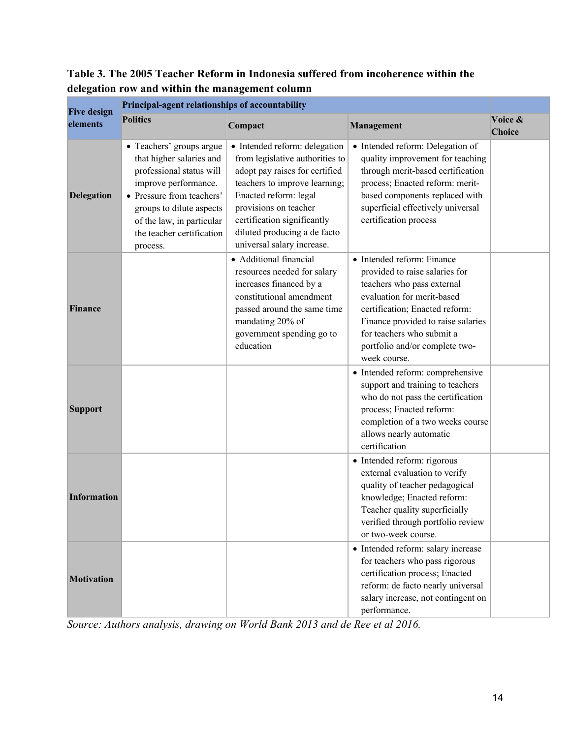**Table 3. The 2005 Teacher Reform in Indonesia suffered from incoherence within the delegation row and within the management column**

| Five design elements | Principal-agent relationships of accountability | | | |
|---|---|---|---|---|
| | Politics | Compact | Management | Voice & Choice |
| **Delegation** | • Teachers' groups argue that higher salaries and professional status will improve performance. • Pressure from teachers' groups to dilute aspects of the law, in particular the teacher certification process. | • Intended reform: delegation from legislative authorities to adopt pay raises for certified teachers to improve learning; Enacted reform: legal provisions on teacher certification significantly diluted producing a de facto universal salary increase. | • Intended reform: Delegation of quality improvement for teaching through merit-based certification process; Enacted reform: merit-based components replaced with superficial effectively universal certification process | |
| **Finance** | | • Additional financial resources needed for salary increases financed by a constitutional amendment passed around the same time mandating 20% of government spending go to education | • Intended reform: Finance provided to raise salaries for teachers who pass external evaluation for merit-based certification; Enacted reform: Finance provided to raise salaries for teachers who submit a portfolio and/or complete two-week course. | |
| **Support** | | | • Intended reform: comprehensive support and training to teachers who do not pass the certification process; Enacted reform: completion of a two weeks course allows nearly automatic certification | |
| **Information** | | | • Intended reform: rigorous external evaluation to verify quality of teacher pedagogical knowledge; Enacted reform: Teacher quality superficially verified through portfolio review or two-week course. | |
| **Motivation** | | | • Intended reform: salary increase for teachers who pass rigorous certification process; Enacted reform: de facto nearly universal salary increase, not contingent on performance. | |

*Source: Authors analysis, drawing on World Bank 2013 and de Ree et al 2016.*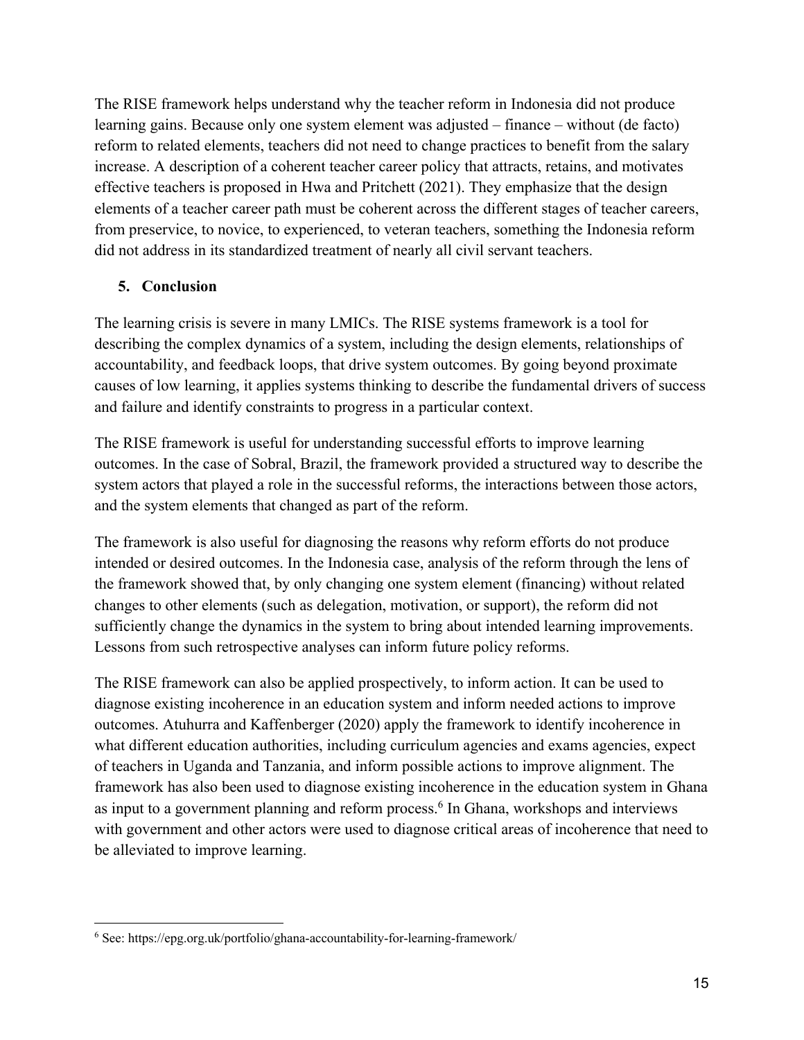The RISE framework helps understand why the teacher reform in Indonesia did not produce learning gains. Because only one system element was adjusted – finance – without (de facto) reform to related elements, teachers did not need to change practices to benefit from the salary increase. A description of a coherent teacher career policy that attracts, retains, and motivates effective teachers is proposed in Hwa and Pritchett (2021). They emphasize that the design elements of a teacher career path must be coherent across the different stages of teacher careers, from preservice, to novice, to experienced, to veteran teachers, something the Indonesia reform did not address in its standardized treatment of nearly all civil servant teachers.

## 5. Conclusion

The learning crisis is severe in many LMICs. The RISE systems framework is a tool for describing the complex dynamics of a system, including the design elements, relationships of accountability, and feedback loops, that drive system outcomes. By going beyond proximate causes of low learning, it applies systems thinking to describe the fundamental drivers of success and failure and identify constraints to progress in a particular context.

The RISE framework is useful for understanding successful efforts to improve learning outcomes. In the case of Sobral, Brazil, the framework provided a structured way to describe the system actors that played a role in the successful reforms, the interactions between those actors, and the system elements that changed as part of the reform.

The framework is also useful for diagnosing the reasons why reform efforts do not produce intended or desired outcomes. In the Indonesia case, analysis of the reform through the lens of the framework showed that, by only changing one system element (financing) without related changes to other elements (such as delegation, motivation, or support), the reform did not sufficiently change the dynamics in the system to bring about intended learning improvements. Lessons from such retrospective analyses can inform future policy reforms.

The RISE framework can also be applied prospectively, to inform action. It can be used to diagnose existing incoherence in an education system and inform needed actions to improve outcomes. Atuhurra and Kaffenberger (2020) apply the framework to identify incoherence in what different education authorities, including curriculum agencies and exams agencies, expect of teachers in Uganda and Tanzania, and inform possible actions to improve alignment. The framework has also been used to diagnose existing incoherence in the education system in Ghana as input to a government planning and reform process.[6] In Ghana, workshops and interviews with government and other actors were used to diagnose critical areas of incoherence that need to be alleviated to improve learning.

---

[6] See: https://epg.org.uk/portfolio/ghana-accountability-for-learning-framework/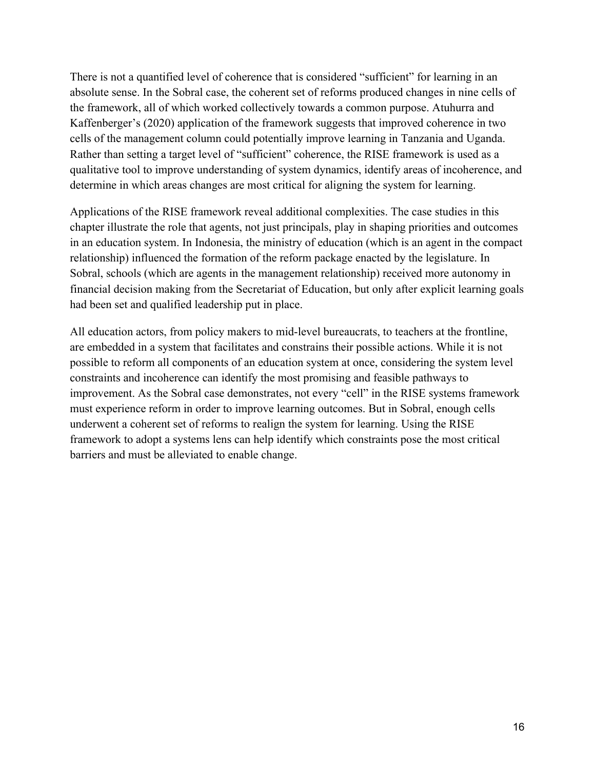There is not a quantified level of coherence that is considered "sufficient" for learning in an absolute sense. In the Sobral case, the coherent set of reforms produced changes in nine cells of the framework, all of which worked collectively towards a common purpose. Atuhurra and Kaffenberger's (2020) application of the framework suggests that improved coherence in two cells of the management column could potentially improve learning in Tanzania and Uganda. Rather than setting a target level of "sufficient" coherence, the RISE framework is used as a qualitative tool to improve understanding of system dynamics, identify areas of incoherence, and determine in which areas changes are most critical for aligning the system for learning.

Applications of the RISE framework reveal additional complexities. The case studies in this chapter illustrate the role that agents, not just principals, play in shaping priorities and outcomes in an education system. In Indonesia, the ministry of education (which is an agent in the compact relationship) influenced the formation of the reform package enacted by the legislature. In Sobral, schools (which are agents in the management relationship) received more autonomy in financial decision making from the Secretariat of Education, but only after explicit learning goals had been set and qualified leadership put in place.

All education actors, from policy makers to mid-level bureaucrats, to teachers at the frontline, are embedded in a system that facilitates and constrains their possible actions. While it is not possible to reform all components of an education system at once, considering the system level constraints and incoherence can identify the most promising and feasible pathways to improvement. As the Sobral case demonstrates, not every "cell" in the RISE systems framework must experience reform in order to improve learning outcomes. But in Sobral, enough cells underwent a coherent set of reforms to realign the system for learning. Using the RISE framework to adopt a systems lens can help identify which constraints pose the most critical barriers and must be alleviated to enable change.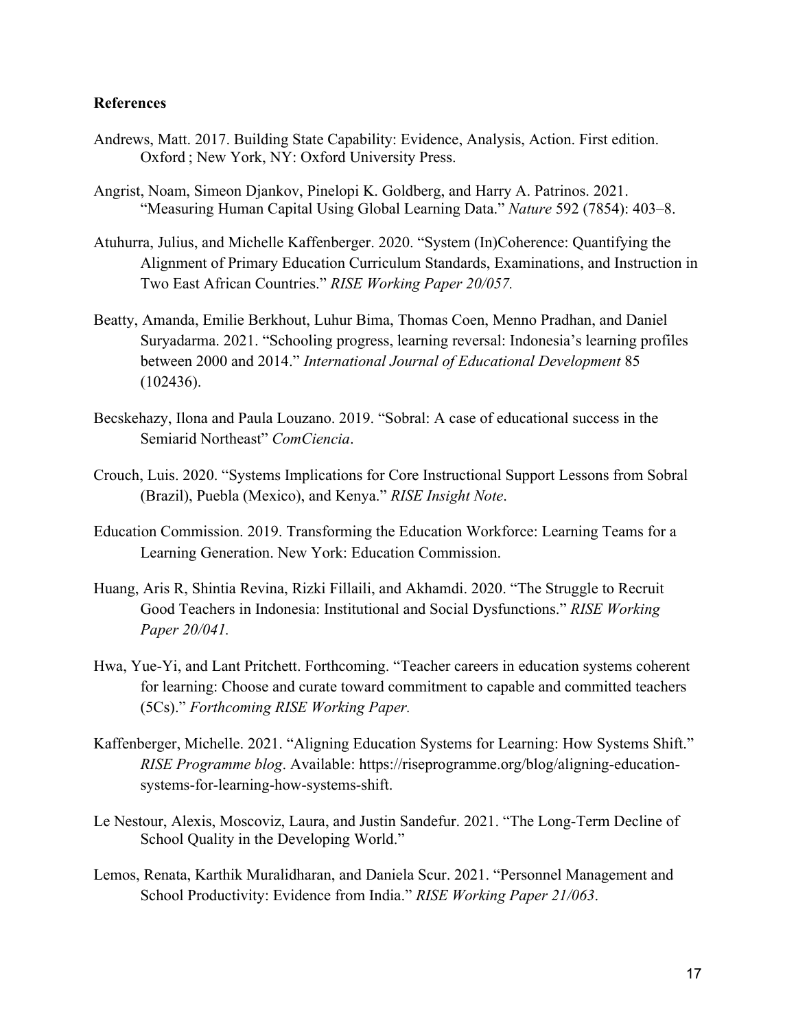## References

Andrews, Matt. 2017. Building State Capability: Evidence, Analysis, Action. First edition. Oxford ; New York, NY: Oxford University Press.

Angrist, Noam, Simeon Djankov, Pinelopi K. Goldberg, and Harry A. Patrinos. 2021. "Measuring Human Capital Using Global Learning Data." *Nature* 592 (7854): 403–8.

Atuhurra, Julius, and Michelle Kaffenberger. 2020. "System (In)Coherence: Quantifying the Alignment of Primary Education Curriculum Standards, Examinations, and Instruction in Two East African Countries." *RISE Working Paper 20/057.*

Beatty, Amanda, Emilie Berkhout, Luhur Bima, Thomas Coen, Menno Pradhan, and Daniel Suryadarma. 2021. "Schooling progress, learning reversal: Indonesia's learning profiles between 2000 and 2014." *International Journal of Educational Development* 85 (102436).

Becskehazy, Ilona and Paula Louzano. 2019. "Sobral: A case of educational success in the Semiarid Northeast" *ComCiencia*.

Crouch, Luis. 2020. "Systems Implications for Core Instructional Support Lessons from Sobral (Brazil), Puebla (Mexico), and Kenya." *RISE Insight Note*.

Education Commission. 2019. Transforming the Education Workforce: Learning Teams for a Learning Generation. New York: Education Commission.

Huang, Aris R, Shintia Revina, Rizki Fillaili, and Akhamdi. 2020. "The Struggle to Recruit Good Teachers in Indonesia: Institutional and Social Dysfunctions." *RISE Working Paper 20/041.*

Hwa, Yue-Yi, and Lant Pritchett. Forthcoming. "Teacher careers in education systems coherent for learning: Choose and curate toward commitment to capable and committed teachers (5Cs)." *Forthcoming RISE Working Paper.*

Kaffenberger, Michelle. 2021. "Aligning Education Systems for Learning: How Systems Shift." *RISE Programme blog*. Available: https://riseprogramme.org/blog/aligning-education-systems-for-learning-how-systems-shift.

Le Nestour, Alexis, Moscoviz, Laura, and Justin Sandefur. 2021. "The Long-Term Decline of School Quality in the Developing World."

Lemos, Renata, Karthik Muralidharan, and Daniela Scur. 2021. "Personnel Management and School Productivity: Evidence from India." *RISE Working Paper 21/063*.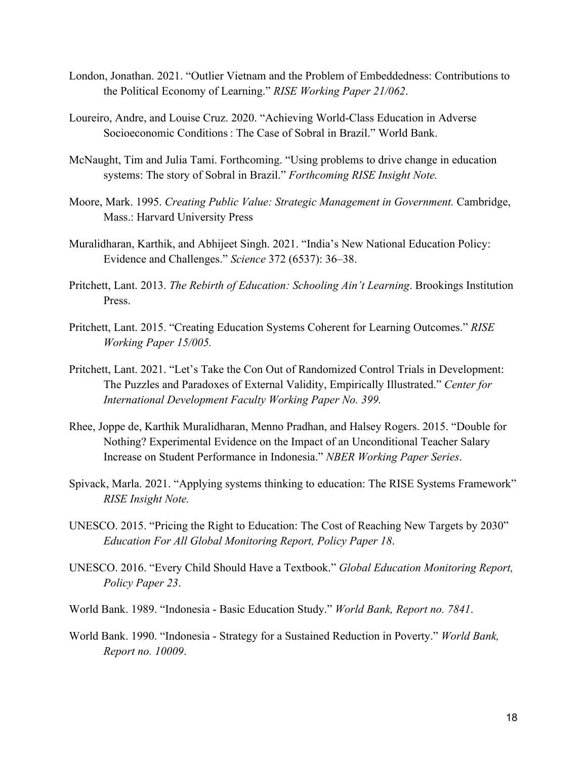London, Jonathan. 2021. "Outlier Vietnam and the Problem of Embeddedness: Contributions to the Political Economy of Learning." *RISE Working Paper 21/062*.

Loureiro, Andre, and Louise Cruz. 2020. "Achieving World-Class Education in Adverse Socioeconomic Conditions : The Case of Sobral in Brazil." World Bank.

McNaught, Tim and Julia Tami. Forthcoming. "Using problems to drive change in education systems: The story of Sobral in Brazil." *Forthcoming RISE Insight Note.*

Moore, Mark. 1995. *Creating Public Value: Strategic Management in Government.* Cambridge, Mass.: Harvard University Press

Muralidharan, Karthik, and Abhijeet Singh. 2021. "India's New National Education Policy: Evidence and Challenges." *Science* 372 (6537): 36–38.

Pritchett, Lant. 2013. *The Rebirth of Education: Schooling Ain't Learning*. Brookings Institution Press.

Pritchett, Lant. 2015. "Creating Education Systems Coherent for Learning Outcomes." *RISE Working Paper 15/005.*

Pritchett, Lant. 2021. "Let's Take the Con Out of Randomized Control Trials in Development: The Puzzles and Paradoxes of External Validity, Empirically Illustrated." *Center for International Development Faculty Working Paper No. 399.*

Rhee, Joppe de, Karthik Muralidharan, Menno Pradhan, and Halsey Rogers. 2015. "Double for Nothing? Experimental Evidence on the Impact of an Unconditional Teacher Salary Increase on Student Performance in Indonesia." *NBER Working Paper Series*.

Spivack, Marla. 2021. "Applying systems thinking to education: The RISE Systems Framework" *RISE Insight Note.*

UNESCO. 2015. "Pricing the Right to Education: The Cost of Reaching New Targets by 2030" *Education For All Global Monitoring Report, Policy Paper 18*.

UNESCO. 2016. "Every Child Should Have a Textbook." *Global Education Monitoring Report, Policy Paper 23*.

World Bank. 1989. "Indonesia - Basic Education Study." *World Bank, Report no. 7841*.

World Bank. 1990. "Indonesia - Strategy for a Sustained Reduction in Poverty." *World Bank, Report no. 10009*.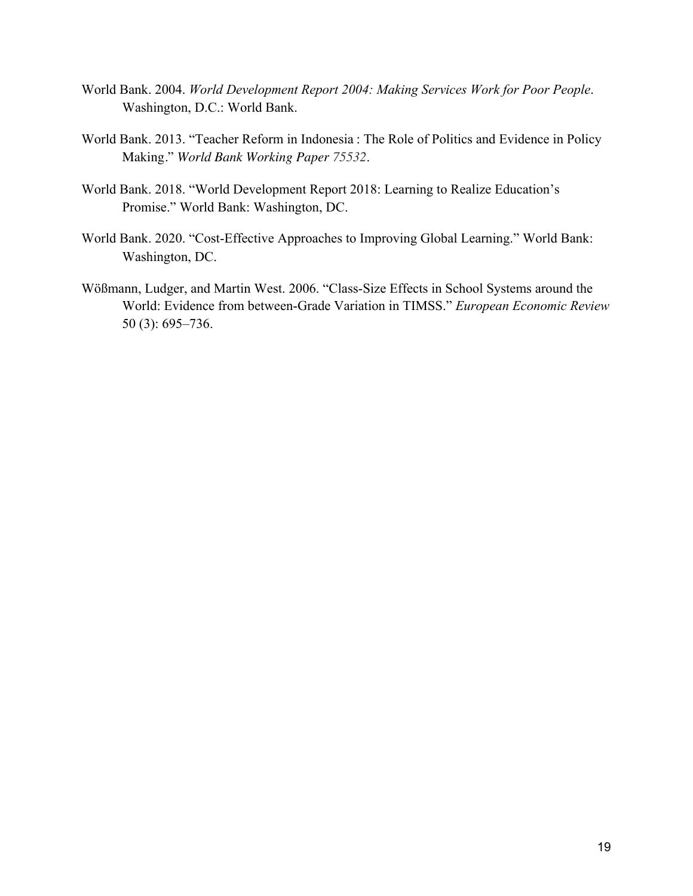World Bank. 2004. *World Development Report 2004: Making Services Work for Poor People*. Washington, D.C.: World Bank.

World Bank. 2013. “Teacher Reform in Indonesia : The Role of Politics and Evidence in Policy Making.” *World Bank Working Paper 75532*.

World Bank. 2018. “World Development Report 2018: Learning to Realize Education’s Promise.” World Bank: Washington, DC.

World Bank. 2020. “Cost-Effective Approaches to Improving Global Learning.” World Bank: Washington, DC.

Wößmann, Ludger, and Martin West. 2006. “Class-Size Effects in School Systems around the World: Evidence from between-Grade Variation in TIMSS.” *European Economic Review* 50 (3): 695–736.